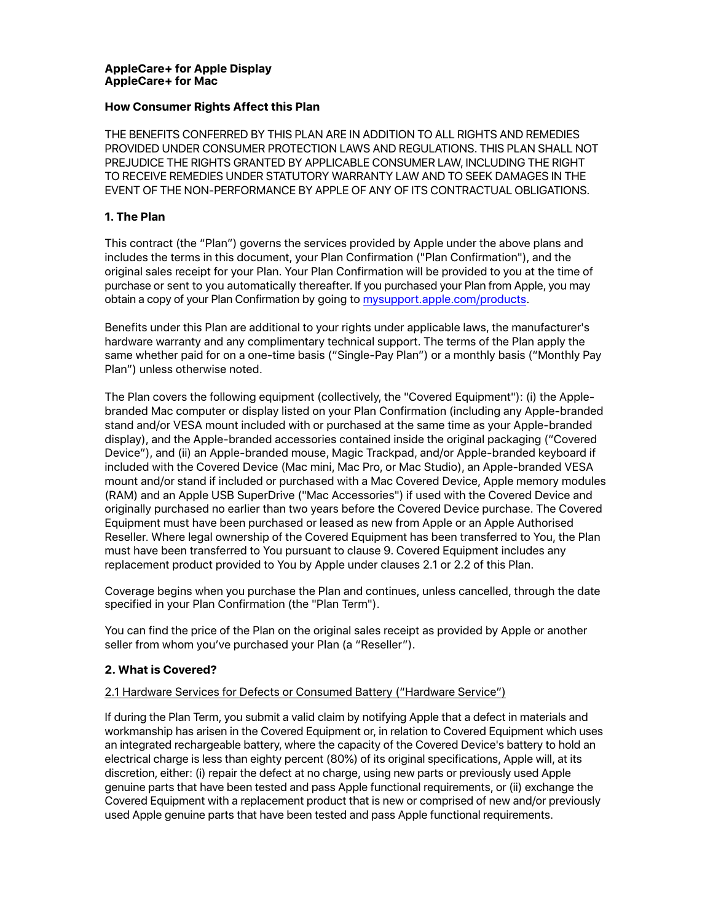**AppleCare+ for Apple Display**
**AppleCare+ for Mac**

**How Consumer Rights Affect this Plan**

THE BENEFITS CONFERRED BY THIS PLAN ARE IN ADDITION TO ALL RIGHTS AND REMEDIES PROVIDED UNDER CONSUMER PROTECTION LAWS AND REGULATIONS. THIS PLAN SHALL NOT PREJUDICE THE RIGHTS GRANTED BY APPLICABLE CONSUMER LAW, INCLUDING THE RIGHT TO RECEIVE REMEDIES UNDER STATUTORY WARRANTY LAW AND TO SEEK DAMAGES IN THE EVENT OF THE NON-PERFORMANCE BY APPLE OF ANY OF ITS CONTRACTUAL OBLIGATIONS.

## 1. The Plan

This contract (the "Plan") governs the services provided by Apple under the above plans and includes the terms in this document, your Plan Confirmation ("Plan Confirmation"), and the original sales receipt for your Plan. Your Plan Confirmation will be provided to you at the time of purchase or sent to you automatically thereafter. If you purchased your Plan from Apple, you may obtain a copy of your Plan Confirmation by going to [mysupport.apple.com/products](mysupport.apple.com/products).

Benefits under this Plan are additional to your rights under applicable laws, the manufacturer's hardware warranty and any complimentary technical support. The terms of the Plan apply the same whether paid for on a one-time basis ("Single-Pay Plan") or a monthly basis ("Monthly Pay Plan") unless otherwise noted.

The Plan covers the following equipment (collectively, the "Covered Equipment"): (i) the Apple-branded Mac computer or display listed on your Plan Confirmation (including any Apple-branded stand and/or VESA mount included with or purchased at the same time as your Apple-branded display), and the Apple-branded accessories contained inside the original packaging ("Covered Device"), and (ii) an Apple-branded mouse, Magic Trackpad, and/or Apple-branded keyboard if included with the Covered Device (Mac mini, Mac Pro, or Mac Studio), an Apple-branded VESA mount and/or stand if included or purchased with a Mac Covered Device, Apple memory modules (RAM) and an Apple USB SuperDrive ("Mac Accessories") if used with the Covered Device and originally purchased no earlier than two years before the Covered Device purchase. The Covered Equipment must have been purchased or leased as new from Apple or an Apple Authorised Reseller. Where legal ownership of the Covered Equipment has been transferred to You, the Plan must have been transferred to You pursuant to clause 9. Covered Equipment includes any replacement product provided to You by Apple under clauses 2.1 or 2.2 of this Plan.

Coverage begins when you purchase the Plan and continues, unless cancelled, through the date specified in your Plan Confirmation (the "Plan Term").

You can find the price of the Plan on the original sales receipt as provided by Apple or another seller from whom you've purchased your Plan (a "Reseller").

## 2. What is Covered?

2.1 Hardware Services for Defects or Consumed Battery ("Hardware Service")

If during the Plan Term, you submit a valid claim by notifying Apple that a defect in materials and workmanship has arisen in the Covered Equipment or, in relation to Covered Equipment which uses an integrated rechargeable battery, where the capacity of the Covered Device's battery to hold an electrical charge is less than eighty percent (80%) of its original specifications, Apple will, at its discretion, either: (i) repair the defect at no charge, using new parts or previously used Apple genuine parts that have been tested and pass Apple functional requirements, or (ii) exchange the Covered Equipment with a replacement product that is new or comprised of new and/or previously used Apple genuine parts that have been tested and pass Apple functional requirements.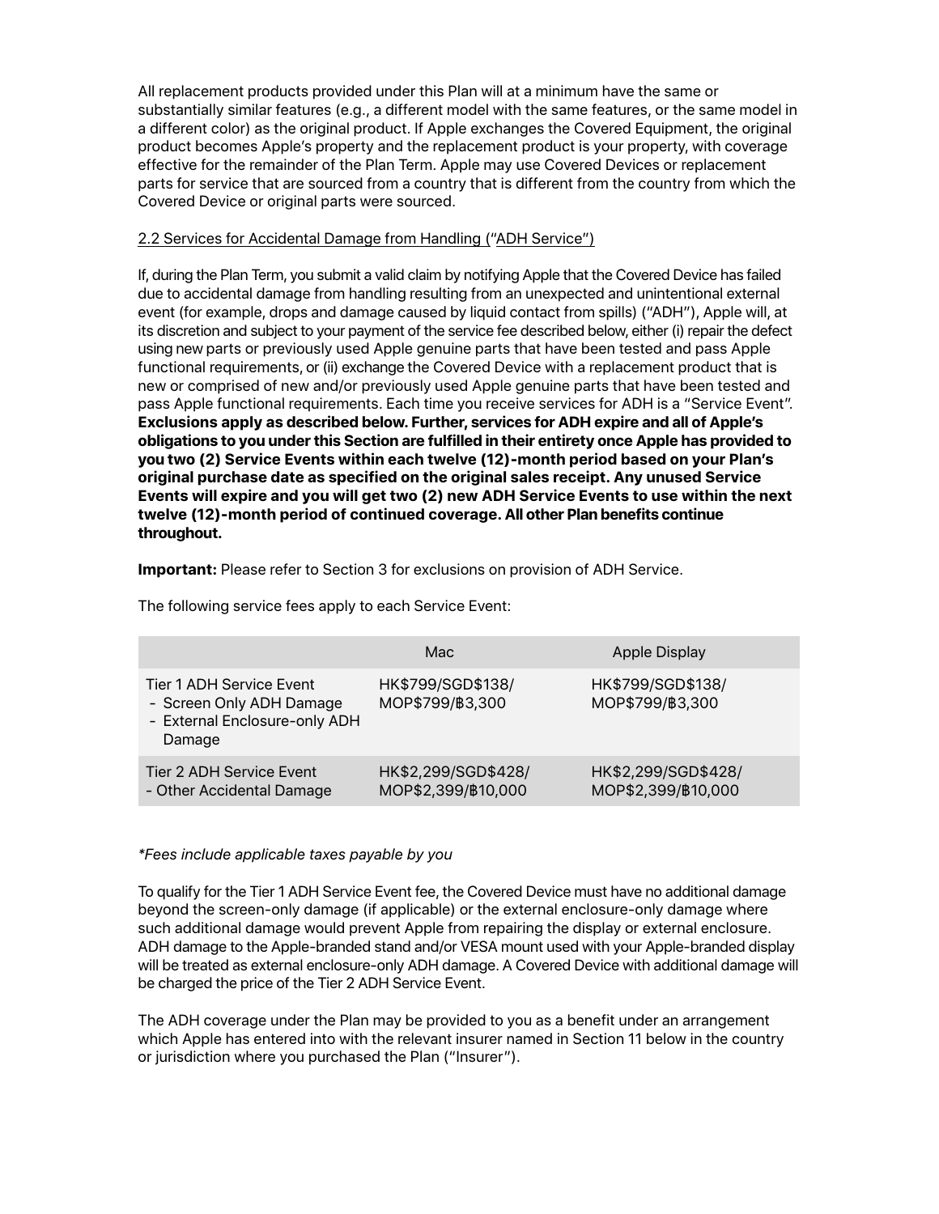All replacement products provided under this Plan will at a minimum have the same or substantially similar features (e.g., a different model with the same features, or the same model in a different color) as the original product. If Apple exchanges the Covered Equipment, the original product becomes Apple's property and the replacement product is your property, with coverage effective for the remainder of the Plan Term. Apple may use Covered Devices or replacement parts for service that are sourced from a country that is different from the country from which the Covered Device or original parts were sourced.

2.2 Services for Accidental Damage from Handling ("ADH Service")

If, during the Plan Term, you submit a valid claim by notifying Apple that the Covered Device has failed due to accidental damage from handling resulting from an unexpected and unintentional external event (for example, drops and damage caused by liquid contact from spills) ("ADH"), Apple will, at its discretion and subject to your payment of the service fee described below, either (i) repair the defect using new parts or previously used Apple genuine parts that have been tested and pass Apple functional requirements, or (ii) exchange the Covered Device with a replacement product that is new or comprised of new and/or previously used Apple genuine parts that have been tested and pass Apple functional requirements. Each time you receive services for ADH is a "Service Event". **Exclusions apply as described below. Further, services for ADH expire and all of Apple's obligations to you under this Section are fulfilled in their entirety once Apple has provided to you two (2) Service Events within each twelve (12)-month period based on your Plan's original purchase date as specified on the original sales receipt. Any unused Service Events will expire and you will get two (2) new ADH Service Events to use within the next twelve (12)-month period of continued coverage. All other Plan benefits continue throughout.**

**Important:** Please refer to Section 3 for exclusions on provision of ADH Service.

The following service fees apply to each Service Event:

| | Mac | Apple Display |
|---|---|---|
| Tier 1 ADH Service Event<br>- Screen Only ADH Damage<br>- External Enclosure-only ADH Damage | HK$799/SGD$138/<br>MOP$799/฿3,300 | HK$799/SGD$138/<br>MOP$799/฿3,300 |
| Tier 2 ADH Service Event<br>- Other Accidental Damage | HK$2,299/SGD$428/<br>MOP$2,399/฿10,000 | HK$2,299/SGD$428/<br>MOP$2,399/฿10,000 |

*\*Fees include applicable taxes payable by you*

To qualify for the Tier 1 ADH Service Event fee, the Covered Device must have no additional damage beyond the screen-only damage (if applicable) or the external enclosure-only damage where such additional damage would prevent Apple from repairing the display or external enclosure. ADH damage to the Apple-branded stand and/or VESA mount used with your Apple-branded display will be treated as external enclosure-only ADH damage. A Covered Device with additional damage will be charged the price of the Tier 2 ADH Service Event.

The ADH coverage under the Plan may be provided to you as a benefit under an arrangement which Apple has entered into with the relevant insurer named in Section 11 below in the country or jurisdiction where you purchased the Plan ("Insurer").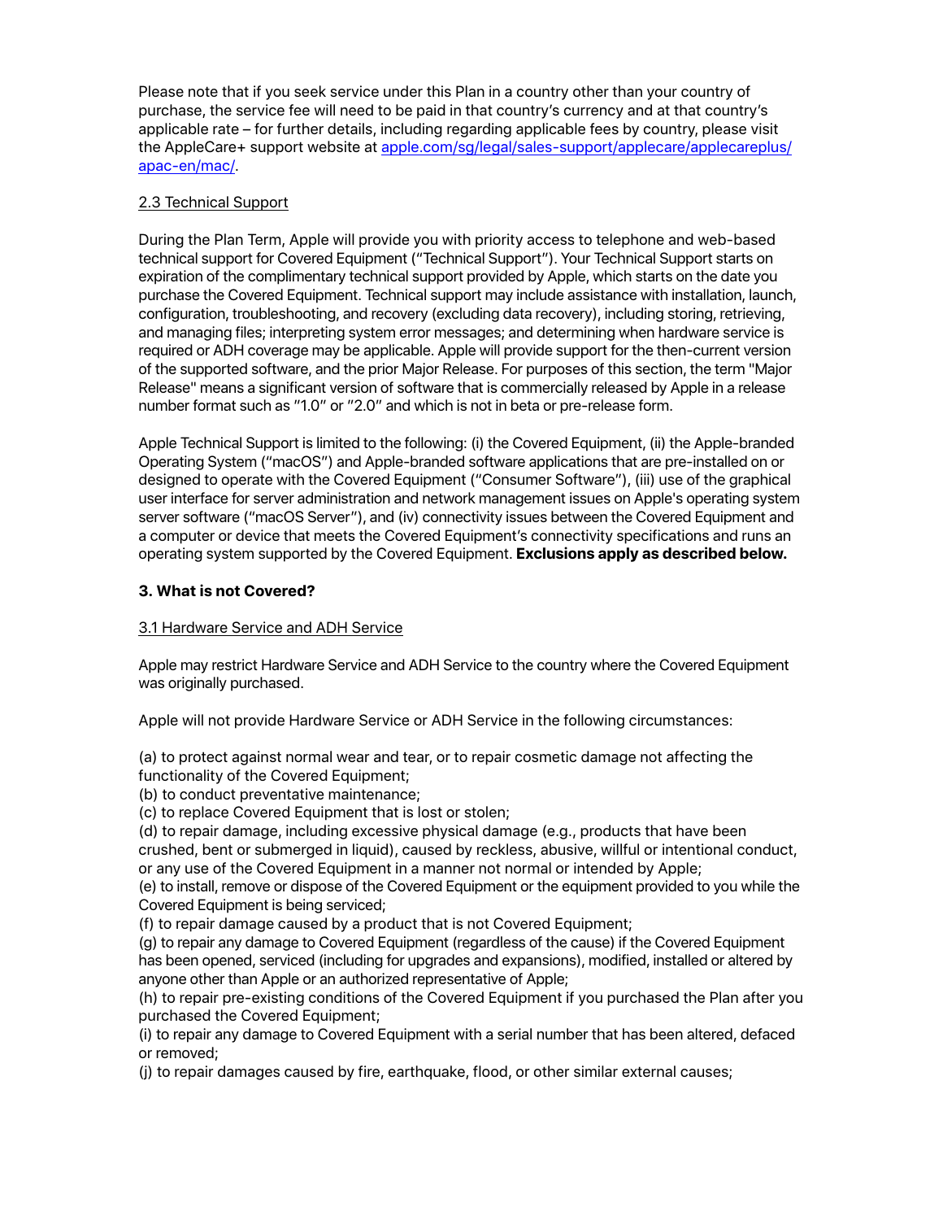Please note that if you seek service under this Plan in a country other than your country of purchase, the service fee will need to be paid in that country's currency and at that country's applicable rate – for further details, including regarding applicable fees by country, please visit the AppleCare+ support website at [apple.com/sg/legal/sales-support/applecare/applecareplus/apac-en/mac/](apple.com/sg/legal/sales-support/applecare/applecareplus/apac-en/mac/).

2.3 Technical Support

During the Plan Term, Apple will provide you with priority access to telephone and web-based technical support for Covered Equipment ("Technical Support"). Your Technical Support starts on expiration of the complimentary technical support provided by Apple, which starts on the date you purchase the Covered Equipment. Technical support may include assistance with installation, launch, configuration, troubleshooting, and recovery (excluding data recovery), including storing, retrieving, and managing files; interpreting system error messages; and determining when hardware service is required or ADH coverage may be applicable. Apple will provide support for the then-current version of the supported software, and the prior Major Release. For purposes of this section, the term "Major Release" means a significant version of software that is commercially released by Apple in a release number format such as "1.0" or "2.0" and which is not in beta or pre-release form.

Apple Technical Support is limited to the following: (i) the Covered Equipment, (ii) the Apple-branded Operating System ("macOS") and Apple-branded software applications that are pre-installed on or designed to operate with the Covered Equipment ("Consumer Software"), (iii) use of the graphical user interface for server administration and network management issues on Apple's operating system server software ("macOS Server"), and (iv) connectivity issues between the Covered Equipment and a computer or device that meets the Covered Equipment's connectivity specifications and runs an operating system supported by the Covered Equipment. **Exclusions apply as described below.**

## 3. What is not Covered?

3.1 Hardware Service and ADH Service

Apple may restrict Hardware Service and ADH Service to the country where the Covered Equipment was originally purchased.

Apple will not provide Hardware Service or ADH Service in the following circumstances:

(a) to protect against normal wear and tear, or to repair cosmetic damage not affecting the functionality of the Covered Equipment;
(b) to conduct preventative maintenance;
(c) to replace Covered Equipment that is lost or stolen;
(d) to repair damage, including excessive physical damage (e.g., products that have been crushed, bent or submerged in liquid), caused by reckless, abusive, willful or intentional conduct, or any use of the Covered Equipment in a manner not normal or intended by Apple;
(e) to install, remove or dispose of the Covered Equipment or the equipment provided to you while the Covered Equipment is being serviced;
(f) to repair damage caused by a product that is not Covered Equipment;
(g) to repair any damage to Covered Equipment (regardless of the cause) if the Covered Equipment has been opened, serviced (including for upgrades and expansions), modified, installed or altered by anyone other than Apple or an authorized representative of Apple;
(h) to repair pre-existing conditions of the Covered Equipment if you purchased the Plan after you purchased the Covered Equipment;
(i) to repair any damage to Covered Equipment with a serial number that has been altered, defaced or removed;
(j) to repair damages caused by fire, earthquake, flood, or other similar external causes;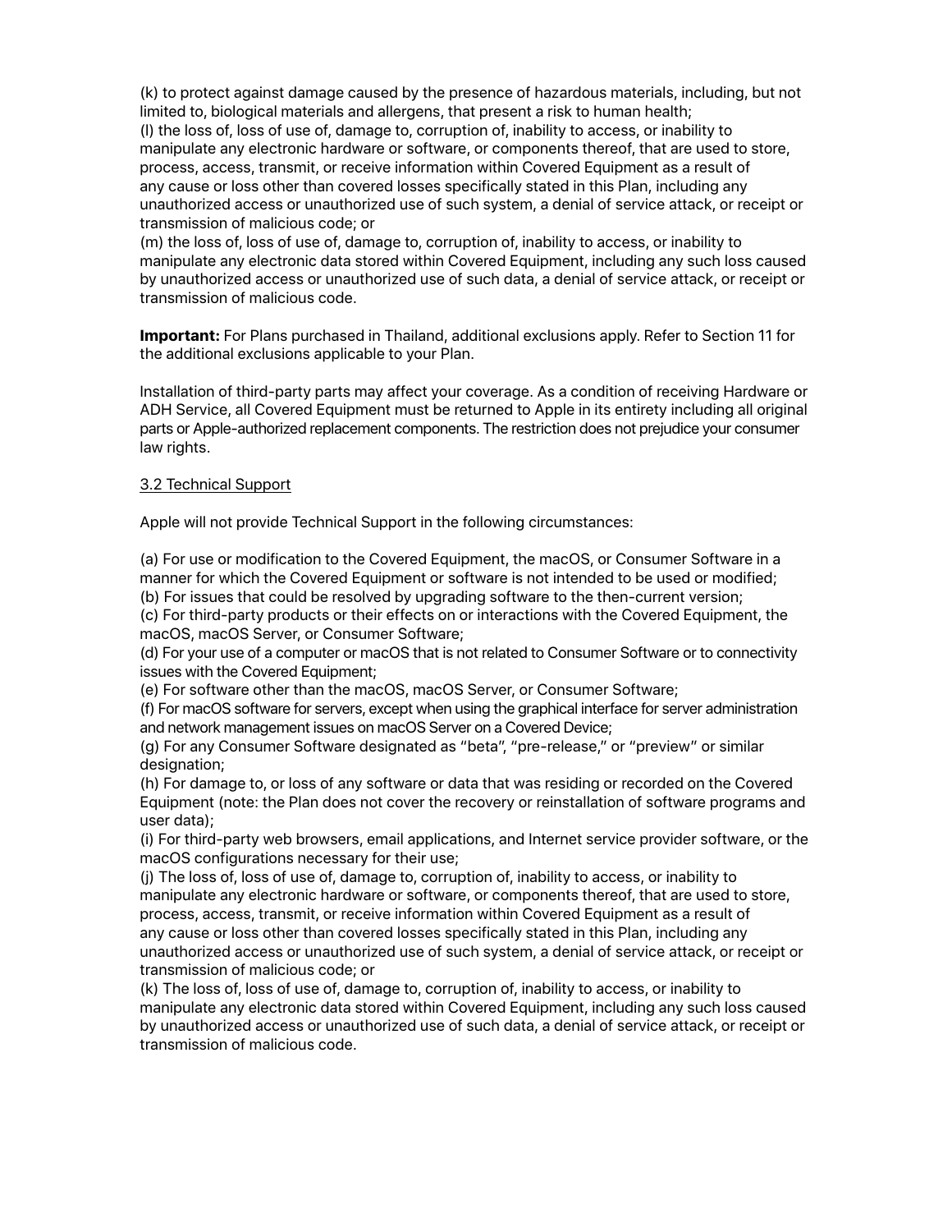(k) to protect against damage caused by the presence of hazardous materials, including, but not limited to, biological materials and allergens, that present a risk to human health;
(l) the loss of, loss of use of, damage to, corruption of, inability to access, or inability to manipulate any electronic hardware or software, or components thereof, that are used to store, process, access, transmit, or receive information within Covered Equipment as a result of any cause or loss other than covered losses specifically stated in this Plan, including any unauthorized access or unauthorized use of such system, a denial of service attack, or receipt or transmission of malicious code; or
(m) the loss of, loss of use of, damage to, corruption of, inability to access, or inability to manipulate any electronic data stored within Covered Equipment, including any such loss caused by unauthorized access or unauthorized use of such data, a denial of service attack, or receipt or transmission of malicious code.

**Important:** For Plans purchased in Thailand, additional exclusions apply. Refer to Section 11 for the additional exclusions applicable to your Plan.

Installation of third-party parts may affect your coverage. As a condition of receiving Hardware or ADH Service, all Covered Equipment must be returned to Apple in its entirety including all original parts or Apple-authorized replacement components. The restriction does not prejudice your consumer law rights.

3.2 Technical Support

Apple will not provide Technical Support in the following circumstances:

(a) For use or modification to the Covered Equipment, the macOS, or Consumer Software in a manner for which the Covered Equipment or software is not intended to be used or modified;
(b) For issues that could be resolved by upgrading software to the then-current version;
(c) For third-party products or their effects on or interactions with the Covered Equipment, the macOS, macOS Server, or Consumer Software;
(d) For your use of a computer or macOS that is not related to Consumer Software or to connectivity issues with the Covered Equipment;
(e) For software other than the macOS, macOS Server, or Consumer Software;
(f) For macOS software for servers, except when using the graphical interface for server administration and network management issues on macOS Server on a Covered Device;
(g) For any Consumer Software designated as "beta", "pre-release," or "preview" or similar designation;
(h) For damage to, or loss of any software or data that was residing or recorded on the Covered Equipment (note: the Plan does not cover the recovery or reinstallation of software programs and user data);
(i) For third-party web browsers, email applications, and Internet service provider software, or the macOS configurations necessary for their use;
(j) The loss of, loss of use of, damage to, corruption of, inability to access, or inability to manipulate any electronic hardware or software, or components thereof, that are used to store, process, access, transmit, or receive information within Covered Equipment as a result of any cause or loss other than covered losses specifically stated in this Plan, including any unauthorized access or unauthorized use of such system, a denial of service attack, or receipt or transmission of malicious code; or
(k) The loss of, loss of use of, damage to, corruption of, inability to access, or inability to manipulate any electronic data stored within Covered Equipment, including any such loss caused by unauthorized access or unauthorized use of such data, a denial of service attack, or receipt or transmission of malicious code.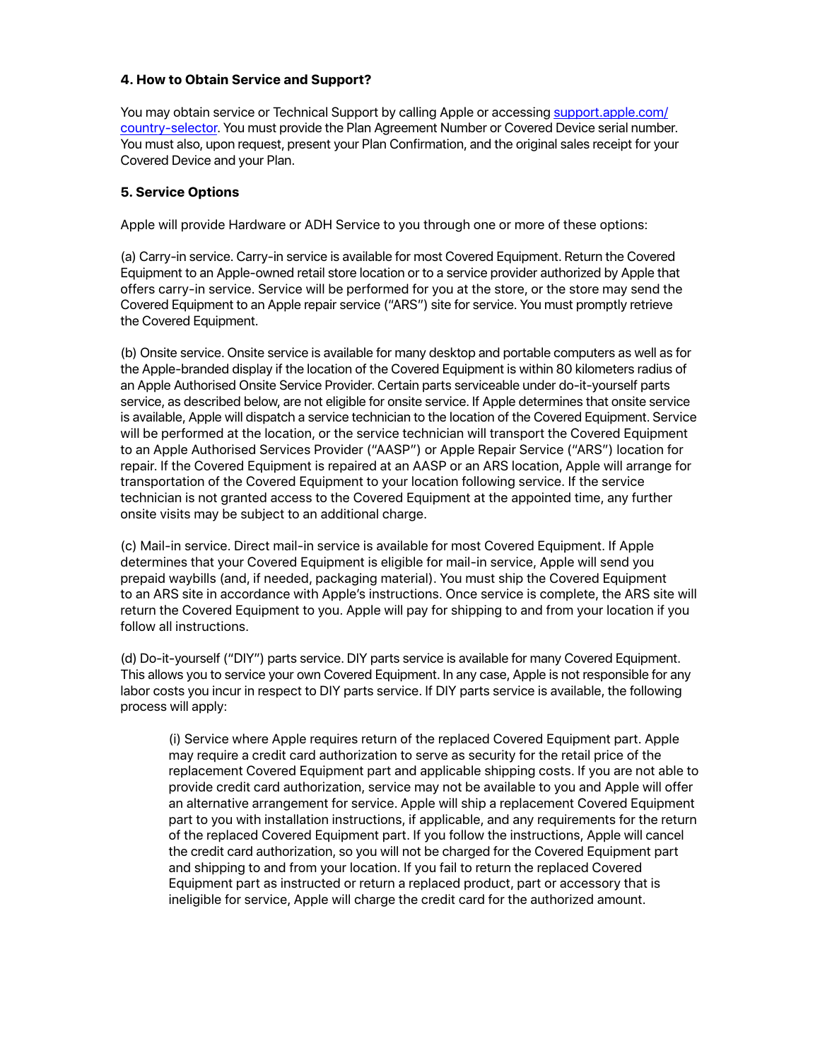### 4. How to Obtain Service and Support?

You may obtain service or Technical Support by calling Apple or accessing [support.apple.com/country-selector](support.apple.com/country-selector). You must provide the Plan Agreement Number or Covered Device serial number. You must also, upon request, present your Plan Confirmation, and the original sales receipt for your Covered Device and your Plan.

### 5. Service Options

Apple will provide Hardware or ADH Service to you through one or more of these options:

(a) Carry-in service. Carry-in service is available for most Covered Equipment. Return the Covered Equipment to an Apple-owned retail store location or to a service provider authorized by Apple that offers carry-in service. Service will be performed for you at the store, or the store may send the Covered Equipment to an Apple repair service ("ARS") site for service. You must promptly retrieve the Covered Equipment.

(b) Onsite service. Onsite service is available for many desktop and portable computers as well as for the Apple-branded display if the location of the Covered Equipment is within 80 kilometers radius of an Apple Authorised Onsite Service Provider. Certain parts serviceable under do-it-yourself parts service, as described below, are not eligible for onsite service. If Apple determines that onsite service is available, Apple will dispatch a service technician to the location of the Covered Equipment. Service will be performed at the location, or the service technician will transport the Covered Equipment to an Apple Authorised Services Provider ("AASP") or Apple Repair Service ("ARS") location for repair. If the Covered Equipment is repaired at an AASP or an ARS location, Apple will arrange for transportation of the Covered Equipment to your location following service. If the service technician is not granted access to the Covered Equipment at the appointed time, any further onsite visits may be subject to an additional charge.

(c) Mail-in service. Direct mail-in service is available for most Covered Equipment. If Apple determines that your Covered Equipment is eligible for mail-in service, Apple will send you prepaid waybills (and, if needed, packaging material). You must ship the Covered Equipment to an ARS site in accordance with Apple's instructions. Once service is complete, the ARS site will return the Covered Equipment to you. Apple will pay for shipping to and from your location if you follow all instructions.

(d) Do-it-yourself ("DIY") parts service. DIY parts service is available for many Covered Equipment. This allows you to service your own Covered Equipment. In any case, Apple is not responsible for any labor costs you incur in respect to DIY parts service. If DIY parts service is available, the following process will apply:

> (i) Service where Apple requires return of the replaced Covered Equipment part. Apple may require a credit card authorization to serve as security for the retail price of the replacement Covered Equipment part and applicable shipping costs. If you are not able to provide credit card authorization, service may not be available to you and Apple will offer an alternative arrangement for service. Apple will ship a replacement Covered Equipment part to you with installation instructions, if applicable, and any requirements for the return of the replaced Covered Equipment part. If you follow the instructions, Apple will cancel the credit card authorization, so you will not be charged for the Covered Equipment part and shipping to and from your location. If you fail to return the replaced Covered Equipment part as instructed or return a replaced product, part or accessory that is ineligible for service, Apple will charge the credit card for the authorized amount.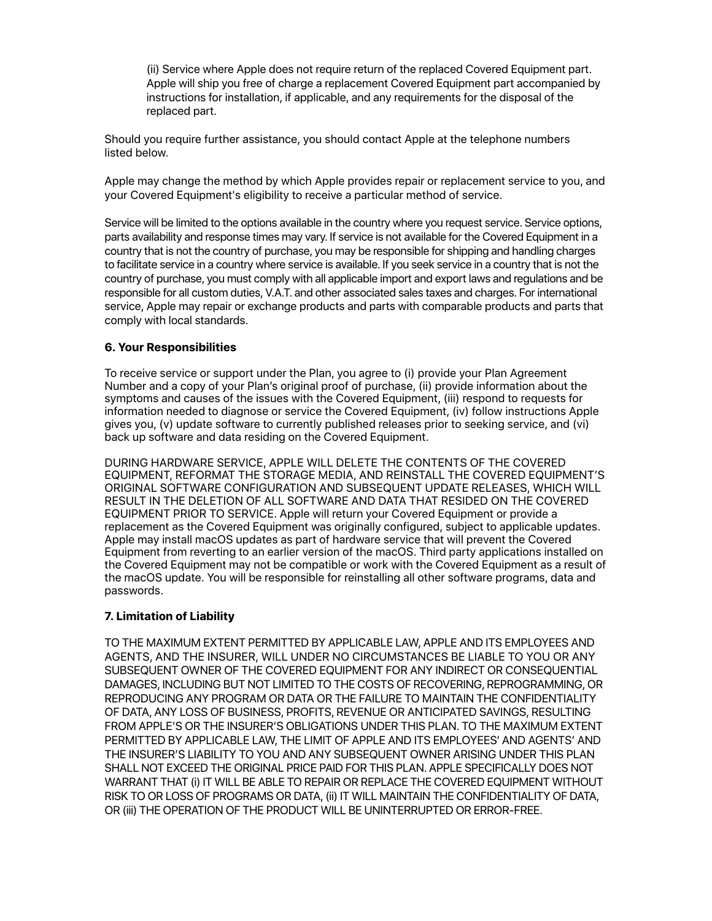(ii) Service where Apple does not require return of the replaced Covered Equipment part. Apple will ship you free of charge a replacement Covered Equipment part accompanied by instructions for installation, if applicable, and any requirements for the disposal of the replaced part.

Should you require further assistance, you should contact Apple at the telephone numbers listed below.

Apple may change the method by which Apple provides repair or replacement service to you, and your Covered Equipment's eligibility to receive a particular method of service.

Service will be limited to the options available in the country where you request service. Service options, parts availability and response times may vary. If service is not available for the Covered Equipment in a country that is not the country of purchase, you may be responsible for shipping and handling charges to facilitate service in a country where service is available. If you seek service in a country that is not the country of purchase, you must comply with all applicable import and export laws and regulations and be responsible for all custom duties, V.A.T. and other associated sales taxes and charges. For international service, Apple may repair or exchange products and parts with comparable products and parts that comply with local standards.

**6. Your Responsibilities**

To receive service or support under the Plan, you agree to (i) provide your Plan Agreement Number and a copy of your Plan's original proof of purchase, (ii) provide information about the symptoms and causes of the issues with the Covered Equipment, (iii) respond to requests for information needed to diagnose or service the Covered Equipment, (iv) follow instructions Apple gives you, (v) update software to currently published releases prior to seeking service, and (vi) back up software and data residing on the Covered Equipment.

DURING HARDWARE SERVICE, APPLE WILL DELETE THE CONTENTS OF THE COVERED EQUIPMENT, REFORMAT THE STORAGE MEDIA, AND REINSTALL THE COVERED EQUIPMENT'S ORIGINAL SOFTWARE CONFIGURATION AND SUBSEQUENT UPDATE RELEASES, WHICH WILL RESULT IN THE DELETION OF ALL SOFTWARE AND DATA THAT RESIDED ON THE COVERED EQUIPMENT PRIOR TO SERVICE. Apple will return your Covered Equipment or provide a replacement as the Covered Equipment was originally configured, subject to applicable updates. Apple may install macOS updates as part of hardware service that will prevent the Covered Equipment from reverting to an earlier version of the macOS. Third party applications installed on the Covered Equipment may not be compatible or work with the Covered Equipment as a result of the macOS update. You will be responsible for reinstalling all other software programs, data and passwords.

**7. Limitation of Liability**

TO THE MAXIMUM EXTENT PERMITTED BY APPLICABLE LAW, APPLE AND ITS EMPLOYEES AND AGENTS, AND THE INSURER, WILL UNDER NO CIRCUMSTANCES BE LIABLE TO YOU OR ANY SUBSEQUENT OWNER OF THE COVERED EQUIPMENT FOR ANY INDIRECT OR CONSEQUENTIAL DAMAGES, INCLUDING BUT NOT LIMITED TO THE COSTS OF RECOVERING, REPROGRAMMING, OR REPRODUCING ANY PROGRAM OR DATA OR THE FAILURE TO MAINTAIN THE CONFIDENTIALITY OF DATA, ANY LOSS OF BUSINESS, PROFITS, REVENUE OR ANTICIPATED SAVINGS, RESULTING FROM APPLE'S OR THE INSURER'S OBLIGATIONS UNDER THIS PLAN. TO THE MAXIMUM EXTENT PERMITTED BY APPLICABLE LAW, THE LIMIT OF APPLE AND ITS EMPLOYEES' AND AGENTS' AND THE INSURER'S LIABILITY TO YOU AND ANY SUBSEQUENT OWNER ARISING UNDER THIS PLAN SHALL NOT EXCEED THE ORIGINAL PRICE PAID FOR THIS PLAN. APPLE SPECIFICALLY DOES NOT WARRANT THAT (i) IT WILL BE ABLE TO REPAIR OR REPLACE THE COVERED EQUIPMENT WITHOUT RISK TO OR LOSS OF PROGRAMS OR DATA, (ii) IT WILL MAINTAIN THE CONFIDENTIALITY OF DATA, OR (iii) THE OPERATION OF THE PRODUCT WILL BE UNINTERRUPTED OR ERROR-FREE.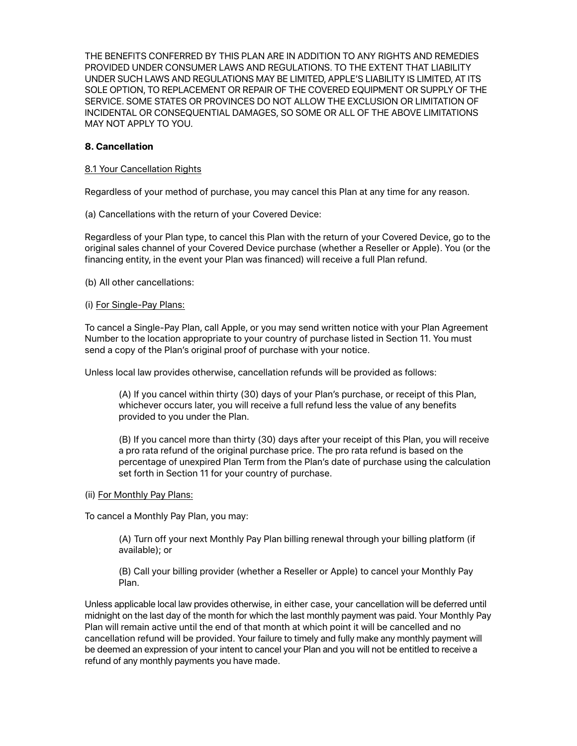THE BENEFITS CONFERRED BY THIS PLAN ARE IN ADDITION TO ANY RIGHTS AND REMEDIES PROVIDED UNDER CONSUMER LAWS AND REGULATIONS. TO THE EXTENT THAT LIABILITY UNDER SUCH LAWS AND REGULATIONS MAY BE LIMITED, APPLE'S LIABILITY IS LIMITED, AT ITS SOLE OPTION, TO REPLACEMENT OR REPAIR OF THE COVERED EQUIPMENT OR SUPPLY OF THE SERVICE. SOME STATES OR PROVINCES DO NOT ALLOW THE EXCLUSION OR LIMITATION OF INCIDENTAL OR CONSEQUENTIAL DAMAGES, SO SOME OR ALL OF THE ABOVE LIMITATIONS MAY NOT APPLY TO YOU.

## 8. Cancellation

8.1 Your Cancellation Rights

Regardless of your method of purchase, you may cancel this Plan at any time for any reason.

(a) Cancellations with the return of your Covered Device:

Regardless of your Plan type, to cancel this Plan with the return of your Covered Device, go to the original sales channel of your Covered Device purchase (whether a Reseller or Apple). You (or the financing entity, in the event your Plan was financed) will receive a full Plan refund.

(b) All other cancellations:

(i) For Single-Pay Plans:

To cancel a Single-Pay Plan, call Apple, or you may send written notice with your Plan Agreement Number to the location appropriate to your country of purchase listed in Section 11. You must send a copy of the Plan's original proof of purchase with your notice.

Unless local law provides otherwise, cancellation refunds will be provided as follows:

> (A) If you cancel within thirty (30) days of your Plan's purchase, or receipt of this Plan, whichever occurs later, you will receive a full refund less the value of any benefits provided to you under the Plan.
>
> (B) If you cancel more than thirty (30) days after your receipt of this Plan, you will receive a pro rata refund of the original purchase price. The pro rata refund is based on the percentage of unexpired Plan Term from the Plan's date of purchase using the calculation set forth in Section 11 for your country of purchase.

(ii) For Monthly Pay Plans:

To cancel a Monthly Pay Plan, you may:

> (A) Turn off your next Monthly Pay Plan billing renewal through your billing platform (if available); or
>
> (B) Call your billing provider (whether a Reseller or Apple) to cancel your Monthly Pay Plan.

Unless applicable local law provides otherwise, in either case, your cancellation will be deferred until midnight on the last day of the month for which the last monthly payment was paid. Your Monthly Pay Plan will remain active until the end of that month at which point it will be cancelled and no cancellation refund will be provided. Your failure to timely and fully make any monthly payment will be deemed an expression of your intent to cancel your Plan and you will not be entitled to receive a refund of any monthly payments you have made.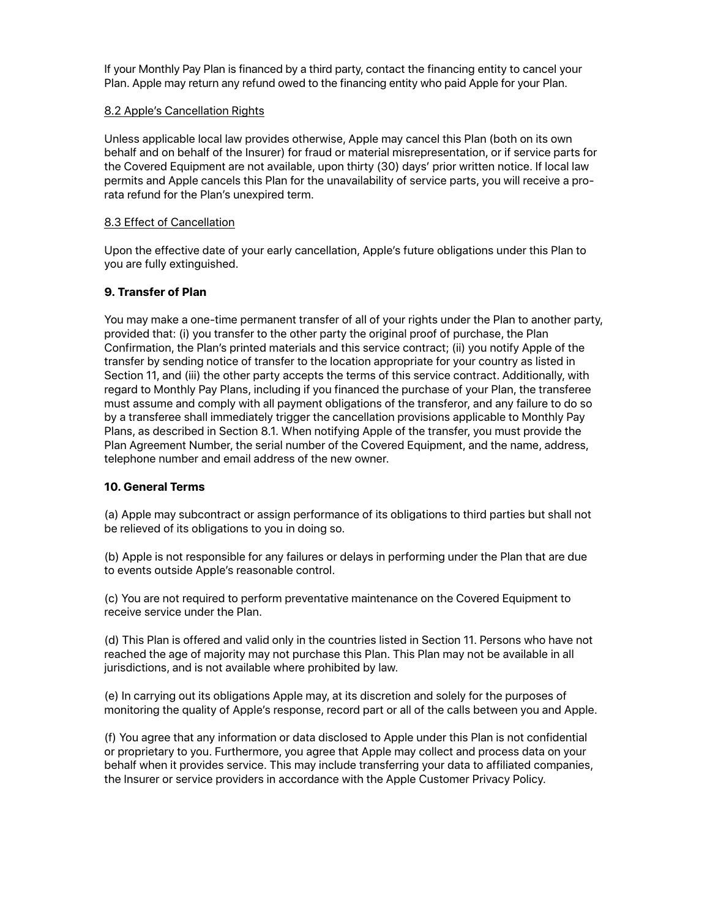If your Monthly Pay Plan is financed by a third party, contact the financing entity to cancel your Plan. Apple may return any refund owed to the financing entity who paid Apple for your Plan.

8.2 Apple's Cancellation Rights

Unless applicable local law provides otherwise, Apple may cancel this Plan (both on its own behalf and on behalf of the Insurer) for fraud or material misrepresentation, or if service parts for the Covered Equipment are not available, upon thirty (30) days' prior written notice. If local law permits and Apple cancels this Plan for the unavailability of service parts, you will receive a pro-rata refund for the Plan's unexpired term.

8.3 Effect of Cancellation

Upon the effective date of your early cancellation, Apple's future obligations under this Plan to you are fully extinguished.

**9. Transfer of Plan**

You may make a one-time permanent transfer of all of your rights under the Plan to another party, provided that: (i) you transfer to the other party the original proof of purchase, the Plan Confirmation, the Plan's printed materials and this service contract; (ii) you notify Apple of the transfer by sending notice of transfer to the location appropriate for your country as listed in Section 11, and (iii) the other party accepts the terms of this service contract. Additionally, with regard to Monthly Pay Plans, including if you financed the purchase of your Plan, the transferee must assume and comply with all payment obligations of the transferor, and any failure to do so by a transferee shall immediately trigger the cancellation provisions applicable to Monthly Pay Plans, as described in Section 8.1. When notifying Apple of the transfer, you must provide the Plan Agreement Number, the serial number of the Covered Equipment, and the name, address, telephone number and email address of the new owner.

**10. General Terms**

(a) Apple may subcontract or assign performance of its obligations to third parties but shall not be relieved of its obligations to you in doing so.

(b) Apple is not responsible for any failures or delays in performing under the Plan that are due to events outside Apple's reasonable control.

(c) You are not required to perform preventative maintenance on the Covered Equipment to receive service under the Plan.

(d) This Plan is offered and valid only in the countries listed in Section 11. Persons who have not reached the age of majority may not purchase this Plan. This Plan may not be available in all jurisdictions, and is not available where prohibited by law.

(e) In carrying out its obligations Apple may, at its discretion and solely for the purposes of monitoring the quality of Apple's response, record part or all of the calls between you and Apple.

(f) You agree that any information or data disclosed to Apple under this Plan is not confidential or proprietary to you. Furthermore, you agree that Apple may collect and process data on your behalf when it provides service. This may include transferring your data to affiliated companies, the Insurer or service providers in accordance with the Apple Customer Privacy Policy.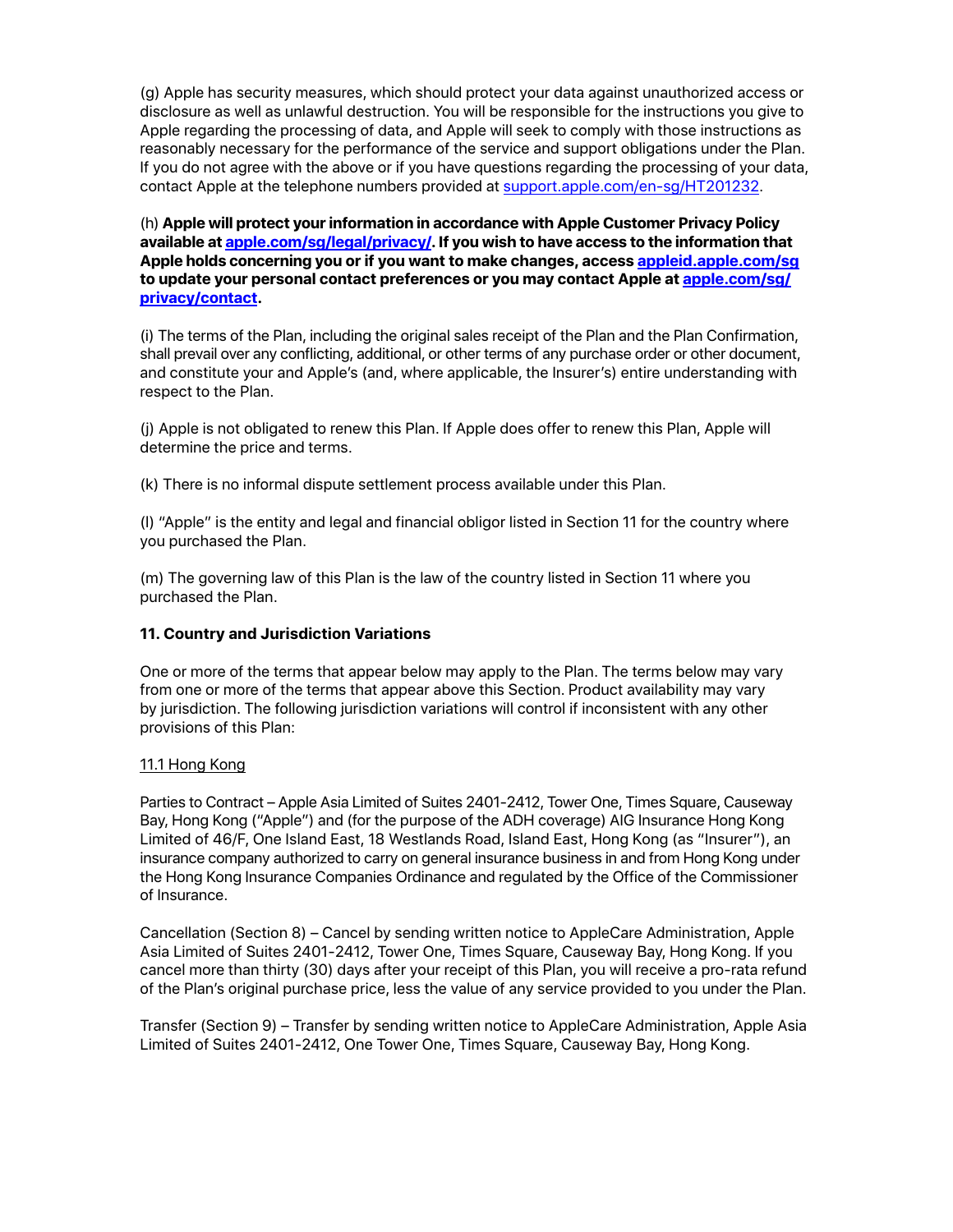(g) Apple has security measures, which should protect your data against unauthorized access or disclosure as well as unlawful destruction. You will be responsible for the instructions you give to Apple regarding the processing of data, and Apple will seek to comply with those instructions as reasonably necessary for the performance of the service and support obligations under the Plan. If you do not agree with the above or if you have questions regarding the processing of your data, contact Apple at the telephone numbers provided at support.apple.com/en-sg/HT201232.

(h) **Apple will protect your information in accordance with Apple Customer Privacy Policy available at apple.com/sg/legal/privacy/. If you wish to have access to the information that Apple holds concerning you or if you want to make changes, access appleid.apple.com/sg to update your personal contact preferences or you may contact Apple at apple.com/sg/privacy/contact.**

(i) The terms of the Plan, including the original sales receipt of the Plan and the Plan Confirmation, shall prevail over any conflicting, additional, or other terms of any purchase order or other document, and constitute your and Apple's (and, where applicable, the Insurer's) entire understanding with respect to the Plan.

(j) Apple is not obligated to renew this Plan. If Apple does offer to renew this Plan, Apple will determine the price and terms.

(k) There is no informal dispute settlement process available under this Plan.

(l) "Apple" is the entity and legal and financial obligor listed in Section 11 for the country where you purchased the Plan.

(m) The governing law of this Plan is the law of the country listed in Section 11 where you purchased the Plan.

**11. Country and Jurisdiction Variations**

One or more of the terms that appear below may apply to the Plan. The terms below may vary from one or more of the terms that appear above this Section. Product availability may vary by jurisdiction. The following jurisdiction variations will control if inconsistent with any other provisions of this Plan:

11.1 Hong Kong

Parties to Contract – Apple Asia Limited of Suites 2401-2412, Tower One, Times Square, Causeway Bay, Hong Kong ("Apple") and (for the purpose of the ADH coverage) AIG Insurance Hong Kong Limited of 46/F, One Island East, 18 Westlands Road, Island East, Hong Kong (as "Insurer"), an insurance company authorized to carry on general insurance business in and from Hong Kong under the Hong Kong Insurance Companies Ordinance and regulated by the Office of the Commissioner of Insurance.

Cancellation (Section 8) – Cancel by sending written notice to AppleCare Administration, Apple Asia Limited of Suites 2401-2412, Tower One, Times Square, Causeway Bay, Hong Kong. If you cancel more than thirty (30) days after your receipt of this Plan, you will receive a pro-rata refund of the Plan's original purchase price, less the value of any service provided to you under the Plan.

Transfer (Section 9) – Transfer by sending written notice to AppleCare Administration, Apple Asia Limited of Suites 2401-2412, One Tower One, Times Square, Causeway Bay, Hong Kong.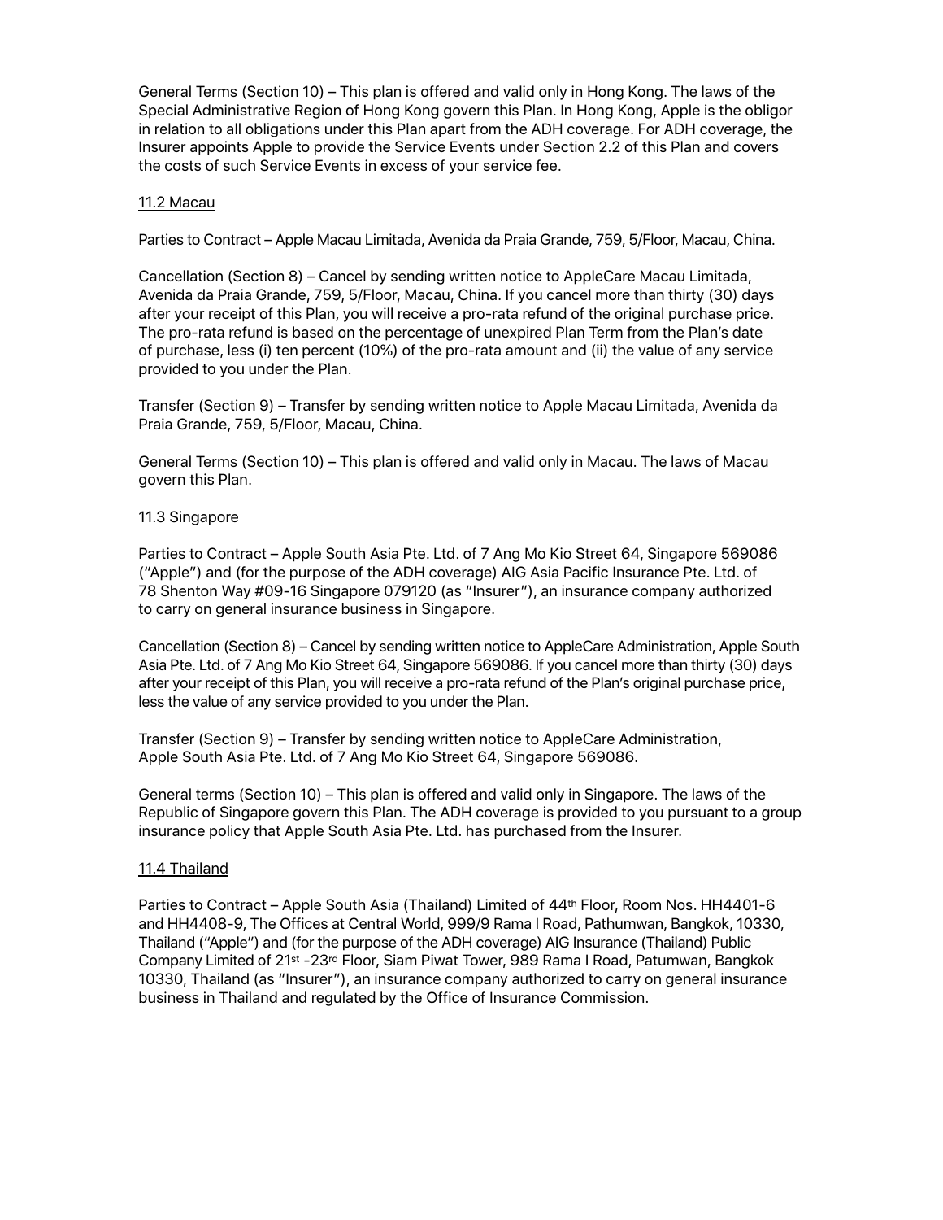General Terms (Section 10) – This plan is offered and valid only in Hong Kong. The laws of the Special Administrative Region of Hong Kong govern this Plan. In Hong Kong, Apple is the obligor in relation to all obligations under this Plan apart from the ADH coverage. For ADH coverage, the Insurer appoints Apple to provide the Service Events under Section 2.2 of this Plan and covers the costs of such Service Events in excess of your service fee.

<u>11.2 Macau</u>

Parties to Contract – Apple Macau Limitada, Avenida da Praia Grande, 759, 5/Floor, Macau, China.

Cancellation (Section 8) – Cancel by sending written notice to AppleCare Macau Limitada, Avenida da Praia Grande, 759, 5/Floor, Macau, China. If you cancel more than thirty (30) days after your receipt of this Plan, you will receive a pro-rata refund of the original purchase price. The pro-rata refund is based on the percentage of unexpired Plan Term from the Plan's date of purchase, less (i) ten percent (10%) of the pro-rata amount and (ii) the value of any service provided to you under the Plan.

Transfer (Section 9) – Transfer by sending written notice to Apple Macau Limitada, Avenida da Praia Grande, 759, 5/Floor, Macau, China.

General Terms (Section 10) – This plan is offered and valid only in Macau. The laws of Macau govern this Plan.

<u>11.3 Singapore</u>

Parties to Contract – Apple South Asia Pte. Ltd. of 7 Ang Mo Kio Street 64, Singapore 569086 ("Apple") and (for the purpose of the ADH coverage) AIG Asia Pacific Insurance Pte. Ltd. of 78 Shenton Way #09-16 Singapore 079120 (as "Insurer"), an insurance company authorized to carry on general insurance business in Singapore.

Cancellation (Section 8) – Cancel by sending written notice to AppleCare Administration, Apple South Asia Pte. Ltd. of 7 Ang Mo Kio Street 64, Singapore 569086. If you cancel more than thirty (30) days after your receipt of this Plan, you will receive a pro-rata refund of the Plan's original purchase price, less the value of any service provided to you under the Plan.

Transfer (Section 9) – Transfer by sending written notice to AppleCare Administration, Apple South Asia Pte. Ltd. of 7 Ang Mo Kio Street 64, Singapore 569086.

General terms (Section 10) – This plan is offered and valid only in Singapore. The laws of the Republic of Singapore govern this Plan. The ADH coverage is provided to you pursuant to a group insurance policy that Apple South Asia Pte. Ltd. has purchased from the Insurer.

<u>11.4 Thailand</u>

Parties to Contract – Apple South Asia (Thailand) Limited of 44th Floor, Room Nos. HH4401-6 and HH4408-9, The Offices at Central World, 999/9 Rama I Road, Pathumwan, Bangkok, 10330, Thailand ("Apple") and (for the purpose of the ADH coverage) AIG Insurance (Thailand) Public Company Limited of 21st -23rd Floor, Siam Piwat Tower, 989 Rama I Road, Patumwan, Bangkok 10330, Thailand (as "Insurer"), an insurance company authorized to carry on general insurance business in Thailand and regulated by the Office of Insurance Commission.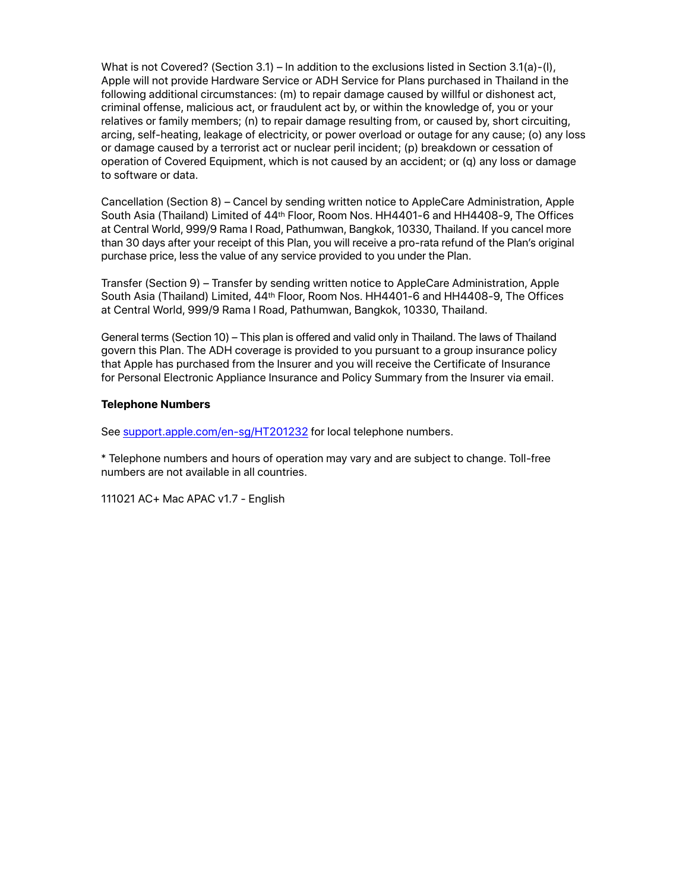What is not Covered? (Section 3.1) – In addition to the exclusions listed in Section 3.1(a)-(l), Apple will not provide Hardware Service or ADH Service for Plans purchased in Thailand in the following additional circumstances: (m) to repair damage caused by willful or dishonest act, criminal offense, malicious act, or fraudulent act by, or within the knowledge of, you or your relatives or family members; (n) to repair damage resulting from, or caused by, short circuiting, arcing, self-heating, leakage of electricity, or power overload or outage for any cause; (o) any loss or damage caused by a terrorist act or nuclear peril incident; (p) breakdown or cessation of operation of Covered Equipment, which is not caused by an accident; or (q) any loss or damage to software or data.

Cancellation (Section 8) – Cancel by sending written notice to AppleCare Administration, Apple South Asia (Thailand) Limited of 44th Floor, Room Nos. HH4401-6 and HH4408-9, The Offices at Central World, 999/9 Rama I Road, Pathumwan, Bangkok, 10330, Thailand. If you cancel more than 30 days after your receipt of this Plan, you will receive a pro-rata refund of the Plan's original purchase price, less the value of any service provided to you under the Plan.

Transfer (Section 9) – Transfer by sending written notice to AppleCare Administration, Apple South Asia (Thailand) Limited, 44th Floor, Room Nos. HH4401-6 and HH4408-9, The Offices at Central World, 999/9 Rama I Road, Pathumwan, Bangkok, 10330, Thailand.

General terms (Section 10) – This plan is offered and valid only in Thailand. The laws of Thailand govern this Plan. The ADH coverage is provided to you pursuant to a group insurance policy that Apple has purchased from the Insurer and you will receive the Certificate of Insurance for Personal Electronic Appliance Insurance and Policy Summary from the Insurer via email.

**Telephone Numbers**

See [support.apple.com/en-sg/HT201232](https://support.apple.com/en-sg/HT201232) for local telephone numbers.

* Telephone numbers and hours of operation may vary and are subject to change. Toll-free numbers are not available in all countries.

111021 AC+ Mac APAC v1.7 - English